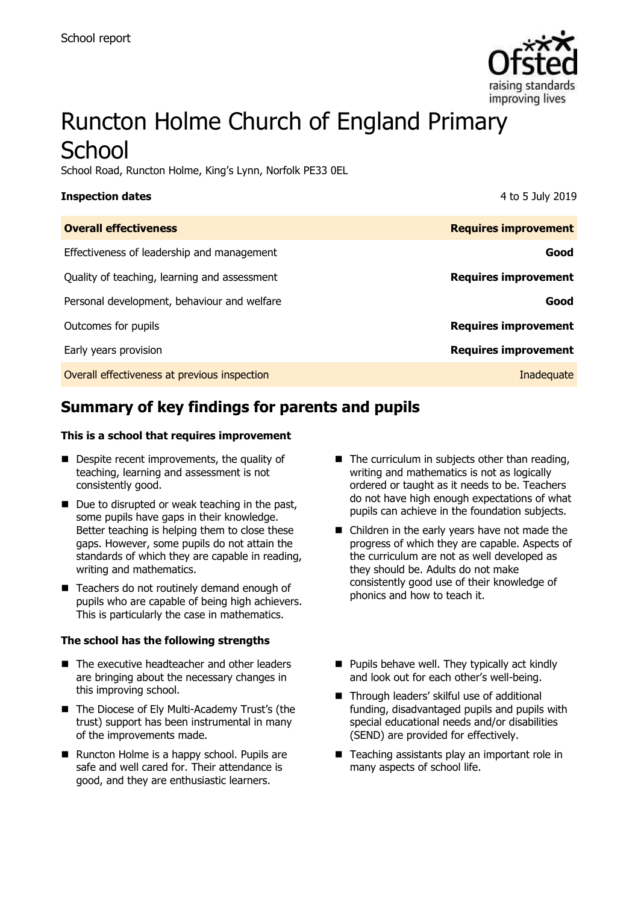School report

# Runcton Holme Church of England Primary School

School Road, Runcton Holme, King's Lynn, Norfolk PE33 0EL

**Inspection dates** 4 to 5 July 2019

| **Overall effectiveness** | **Requires improvement** |
|---|---|
| Effectiveness of leadership and management | **Good** |
| Quality of teaching, learning and assessment | **Requires improvement** |
| Personal development, behaviour and welfare | **Good** |
| Outcomes for pupils | **Requires improvement** |
| Early years provision | **Requires improvement** |
| Overall effectiveness at previous inspection | Inadequate |

## Summary of key findings for parents and pupils

### This is a school that requires improvement

- Despite recent improvements, the quality of teaching, learning and assessment is not consistently good.
- Due to disrupted or weak teaching in the past, some pupils have gaps in their knowledge. Better teaching is helping them to close these gaps. However, some pupils do not attain the standards of which they are capable in reading, writing and mathematics.
- Teachers do not routinely demand enough of pupils who are capable of being high achievers. This is particularly the case in mathematics.
- The curriculum in subjects other than reading, writing and mathematics is not as logically ordered or taught as it needs to be. Teachers do not have high enough expectations of what pupils can achieve in the foundation subjects.
- Children in the early years have not made the progress of which they are capable. Aspects of the curriculum are not as well developed as they should be. Adults do not make consistently good use of their knowledge of phonics and how to teach it.

### The school has the following strengths

- The executive headteacher and other leaders are bringing about the necessary changes in this improving school.
- The Diocese of Ely Multi-Academy Trust's (the trust) support has been instrumental in many of the improvements made.
- Runcton Holme is a happy school. Pupils are safe and well cared for. Their attendance is good, and they are enthusiastic learners.
- Pupils behave well. They typically act kindly and look out for each other's well-being.
- Through leaders' skilful use of additional funding, disadvantaged pupils and pupils with special educational needs and/or disabilities (SEND) are provided for effectively.
- Teaching assistants play an important role in many aspects of school life.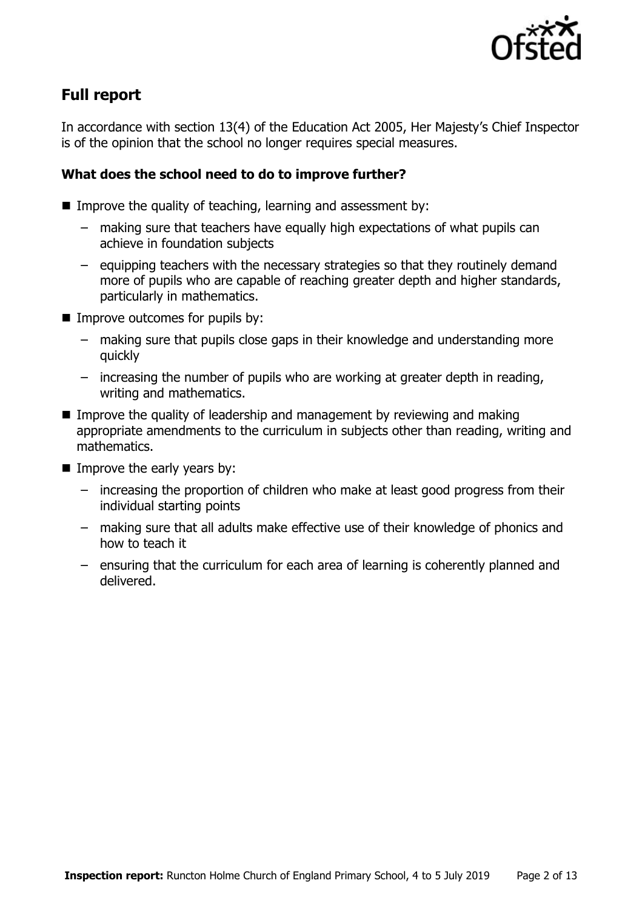## Full report

In accordance with section 13(4) of the Education Act 2005, Her Majesty's Chief Inspector is of the opinion that the school no longer requires special measures.

### What does the school need to do to improve further?

- Improve the quality of teaching, learning and assessment by:
  - making sure that teachers have equally high expectations of what pupils can achieve in foundation subjects
  - equipping teachers with the necessary strategies so that they routinely demand more of pupils who are capable of reaching greater depth and higher standards, particularly in mathematics.
- Improve outcomes for pupils by:
  - making sure that pupils close gaps in their knowledge and understanding more quickly
  - increasing the number of pupils who are working at greater depth in reading, writing and mathematics.
- Improve the quality of leadership and management by reviewing and making appropriate amendments to the curriculum in subjects other than reading, writing and mathematics.
- Improve the early years by:
  - increasing the proportion of children who make at least good progress from their individual starting points
  - making sure that all adults make effective use of their knowledge of phonics and how to teach it
  - ensuring that the curriculum for each area of learning is coherently planned and delivered.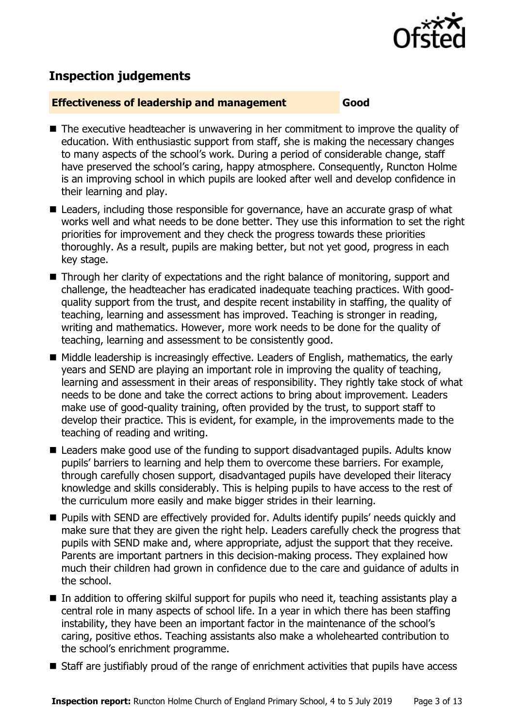## Inspection judgements

**Effectiveness of leadership and management** **Good**

- The executive headteacher is unwavering in her commitment to improve the quality of education. With enthusiastic support from staff, she is making the necessary changes to many aspects of the school's work. During a period of considerable change, staff have preserved the school's caring, happy atmosphere. Consequently, Runcton Holme is an improving school in which pupils are looked after well and develop confidence in their learning and play.
- Leaders, including those responsible for governance, have an accurate grasp of what works well and what needs to be done better. They use this information to set the right priorities for improvement and they check the progress towards these priorities thoroughly. As a result, pupils are making better, but not yet good, progress in each key stage.
- Through her clarity of expectations and the right balance of monitoring, support and challenge, the headteacher has eradicated inadequate teaching practices. With good-quality support from the trust, and despite recent instability in staffing, the quality of teaching, learning and assessment has improved. Teaching is stronger in reading, writing and mathematics. However, more work needs to be done for the quality of teaching, learning and assessment to be consistently good.
- Middle leadership is increasingly effective. Leaders of English, mathematics, the early years and SEND are playing an important role in improving the quality of teaching, learning and assessment in their areas of responsibility. They rightly take stock of what needs to be done and take the correct actions to bring about improvement. Leaders make use of good-quality training, often provided by the trust, to support staff to develop their practice. This is evident, for example, in the improvements made to the teaching of reading and writing.
- Leaders make good use of the funding to support disadvantaged pupils. Adults know pupils' barriers to learning and help them to overcome these barriers. For example, through carefully chosen support, disadvantaged pupils have developed their literacy knowledge and skills considerably. This is helping pupils to have access to the rest of the curriculum more easily and make bigger strides in their learning.
- Pupils with SEND are effectively provided for. Adults identify pupils' needs quickly and make sure that they are given the right help. Leaders carefully check the progress that pupils with SEND make and, where appropriate, adjust the support that they receive. Parents are important partners in this decision-making process. They explained how much their children had grown in confidence due to the care and guidance of adults in the school.
- In addition to offering skilful support for pupils who need it, teaching assistants play a central role in many aspects of school life. In a year in which there has been staffing instability, they have been an important factor in the maintenance of the school's caring, positive ethos. Teaching assistants also make a wholehearted contribution to the school's enrichment programme.
- Staff are justifiably proud of the range of enrichment activities that pupils have access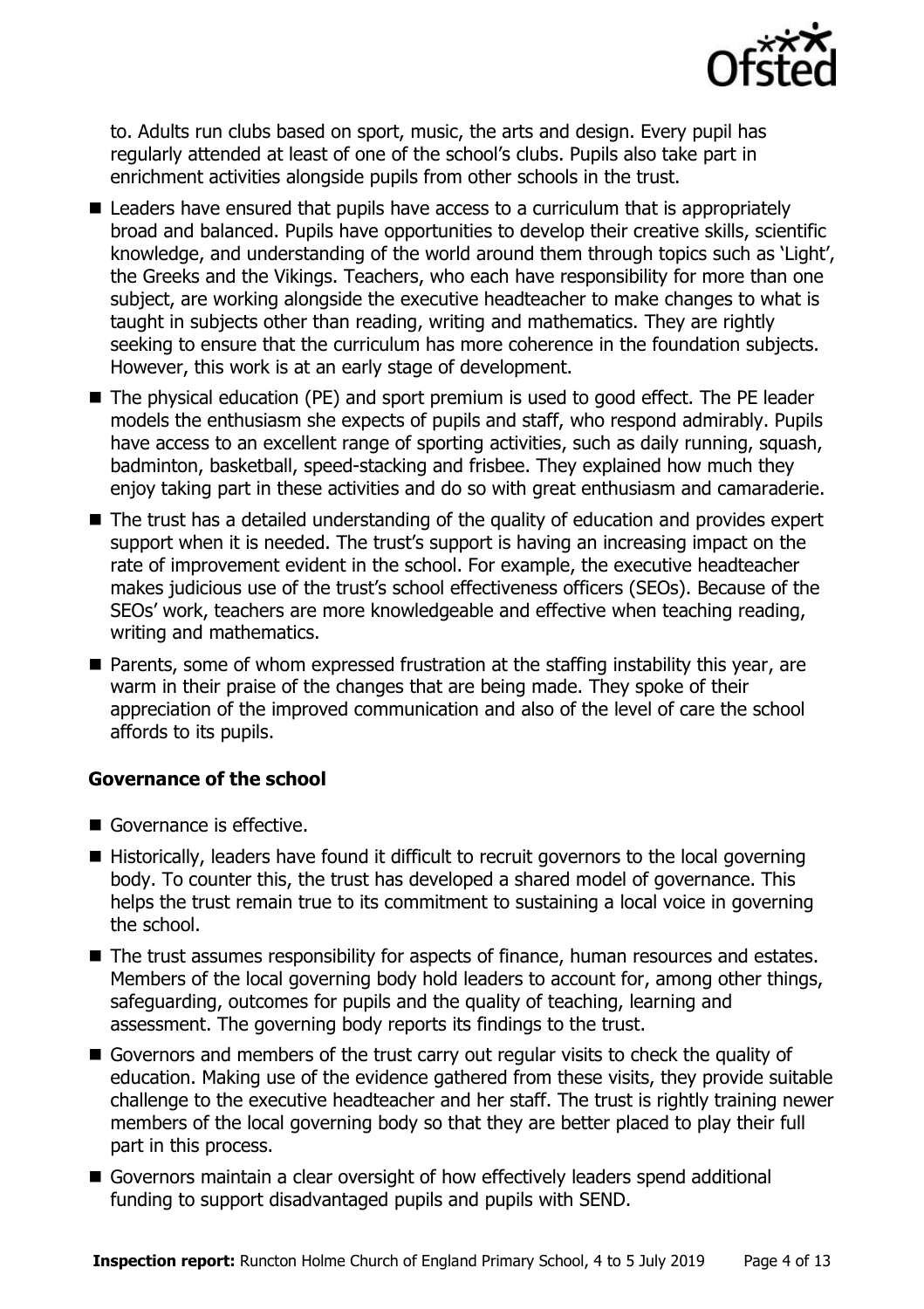to. Adults run clubs based on sport, music, the arts and design. Every pupil has regularly attended at least of one of the school's clubs. Pupils also take part in enrichment activities alongside pupils from other schools in the trust.

- Leaders have ensured that pupils have access to a curriculum that is appropriately broad and balanced. Pupils have opportunities to develop their creative skills, scientific knowledge, and understanding of the world around them through topics such as 'Light', the Greeks and the Vikings. Teachers, who each have responsibility for more than one subject, are working alongside the executive headteacher to make changes to what is taught in subjects other than reading, writing and mathematics. They are rightly seeking to ensure that the curriculum has more coherence in the foundation subjects. However, this work is at an early stage of development.
- The physical education (PE) and sport premium is used to good effect. The PE leader models the enthusiasm she expects of pupils and staff, who respond admirably. Pupils have access to an excellent range of sporting activities, such as daily running, squash, badminton, basketball, speed-stacking and frisbee. They explained how much they enjoy taking part in these activities and do so with great enthusiasm and camaraderie.
- The trust has a detailed understanding of the quality of education and provides expert support when it is needed. The trust's support is having an increasing impact on the rate of improvement evident in the school. For example, the executive headteacher makes judicious use of the trust's school effectiveness officers (SEOs). Because of the SEOs' work, teachers are more knowledgeable and effective when teaching reading, writing and mathematics.
- Parents, some of whom expressed frustration at the staffing instability this year, are warm in their praise of the changes that are being made. They spoke of their appreciation of the improved communication and also of the level of care the school affords to its pupils.

### Governance of the school

- Governance is effective.
- Historically, leaders have found it difficult to recruit governors to the local governing body. To counter this, the trust has developed a shared model of governance. This helps the trust remain true to its commitment to sustaining a local voice in governing the school.
- The trust assumes responsibility for aspects of finance, human resources and estates. Members of the local governing body hold leaders to account for, among other things, safeguarding, outcomes for pupils and the quality of teaching, learning and assessment. The governing body reports its findings to the trust.
- Governors and members of the trust carry out regular visits to check the quality of education. Making use of the evidence gathered from these visits, they provide suitable challenge to the executive headteacher and her staff. The trust is rightly training newer members of the local governing body so that they are better placed to play their full part in this process.
- Governors maintain a clear oversight of how effectively leaders spend additional funding to support disadvantaged pupils and pupils with SEND.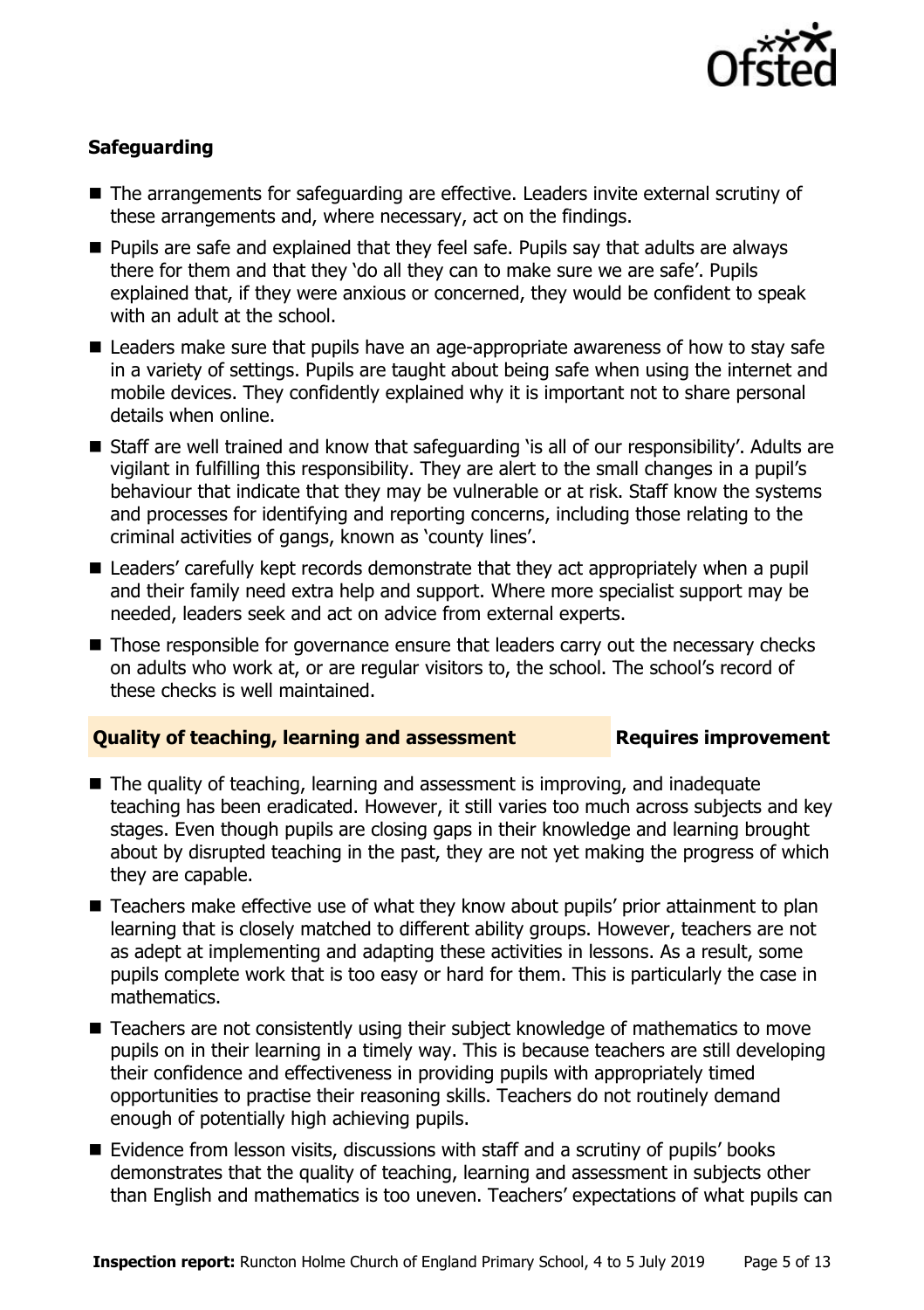### Safeguarding

- The arrangements for safeguarding are effective. Leaders invite external scrutiny of these arrangements and, where necessary, act on the findings.
- Pupils are safe and explained that they feel safe. Pupils say that adults are always there for them and that they 'do all they can to make sure we are safe'. Pupils explained that, if they were anxious or concerned, they would be confident to speak with an adult at the school.
- Leaders make sure that pupils have an age-appropriate awareness of how to stay safe in a variety of settings. Pupils are taught about being safe when using the internet and mobile devices. They confidently explained why it is important not to share personal details when online.
- Staff are well trained and know that safeguarding 'is all of our responsibility'. Adults are vigilant in fulfilling this responsibility. They are alert to the small changes in a pupil's behaviour that indicate that they may be vulnerable or at risk. Staff know the systems and processes for identifying and reporting concerns, including those relating to the criminal activities of gangs, known as 'county lines'.
- Leaders' carefully kept records demonstrate that they act appropriately when a pupil and their family need extra help and support. Where more specialist support may be needed, leaders seek and act on advice from external experts.
- Those responsible for governance ensure that leaders carry out the necessary checks on adults who work at, or are regular visitors to, the school. The school's record of these checks is well maintained.

### Quality of teaching, learning and assessment — Requires improvement

- The quality of teaching, learning and assessment is improving, and inadequate teaching has been eradicated. However, it still varies too much across subjects and key stages. Even though pupils are closing gaps in their knowledge and learning brought about by disrupted teaching in the past, they are not yet making the progress of which they are capable.
- Teachers make effective use of what they know about pupils' prior attainment to plan learning that is closely matched to different ability groups. However, teachers are not as adept at implementing and adapting these activities in lessons. As a result, some pupils complete work that is too easy or hard for them. This is particularly the case in mathematics.
- Teachers are not consistently using their subject knowledge of mathematics to move pupils on in their learning in a timely way. This is because teachers are still developing their confidence and effectiveness in providing pupils with appropriately timed opportunities to practise their reasoning skills. Teachers do not routinely demand enough of potentially high achieving pupils.
- Evidence from lesson visits, discussions with staff and a scrutiny of pupils' books demonstrates that the quality of teaching, learning and assessment in subjects other than English and mathematics is too uneven. Teachers' expectations of what pupils can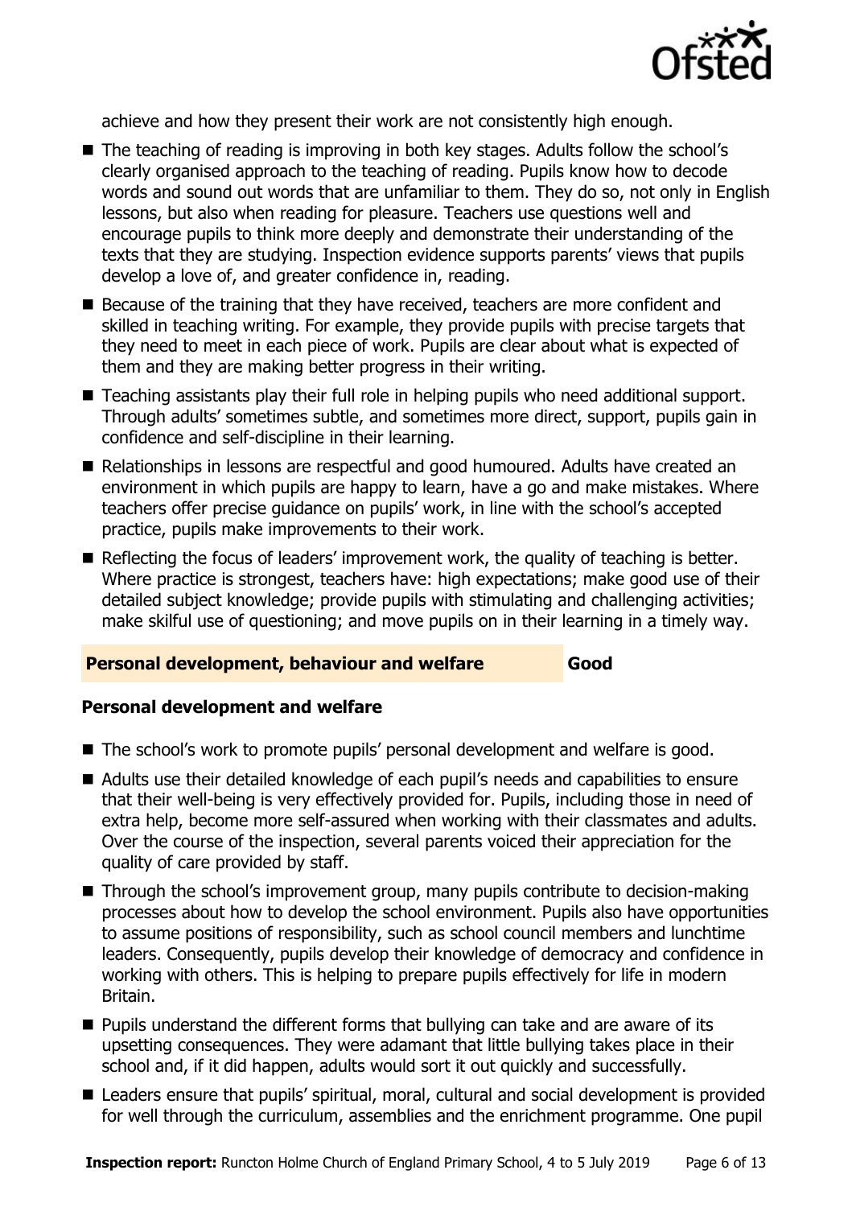achieve and how they present their work are not consistently high enough.

- The teaching of reading is improving in both key stages. Adults follow the school's clearly organised approach to the teaching of reading. Pupils know how to decode words and sound out words that are unfamiliar to them. They do so, not only in English lessons, but also when reading for pleasure. Teachers use questions well and encourage pupils to think more deeply and demonstrate their understanding of the texts that they are studying. Inspection evidence supports parents' views that pupils develop a love of, and greater confidence in, reading.
- Because of the training that they have received, teachers are more confident and skilled in teaching writing. For example, they provide pupils with precise targets that they need to meet in each piece of work. Pupils are clear about what is expected of them and they are making better progress in their writing.
- Teaching assistants play their full role in helping pupils who need additional support. Through adults' sometimes subtle, and sometimes more direct, support, pupils gain in confidence and self-discipline in their learning.
- Relationships in lessons are respectful and good humoured. Adults have created an environment in which pupils are happy to learn, have a go and make mistakes. Where teachers offer precise guidance on pupils' work, in line with the school's accepted practice, pupils make improvements to their work.
- Reflecting the focus of leaders' improvement work, the quality of teaching is better. Where practice is strongest, teachers have: high expectations; make good use of their detailed subject knowledge; provide pupils with stimulating and challenging activities; make skilful use of questioning; and move pupils on in their learning in a timely way.

## Personal development, behaviour and welfare — Good

### Personal development and welfare

- The school's work to promote pupils' personal development and welfare is good.
- Adults use their detailed knowledge of each pupil's needs and capabilities to ensure that their well-being is very effectively provided for. Pupils, including those in need of extra help, become more self-assured when working with their classmates and adults. Over the course of the inspection, several parents voiced their appreciation for the quality of care provided by staff.
- Through the school's improvement group, many pupils contribute to decision-making processes about how to develop the school environment. Pupils also have opportunities to assume positions of responsibility, such as school council members and lunchtime leaders. Consequently, pupils develop their knowledge of democracy and confidence in working with others. This is helping to prepare pupils effectively for life in modern Britain.
- Pupils understand the different forms that bullying can take and are aware of its upsetting consequences. They were adamant that little bullying takes place in their school and, if it did happen, adults would sort it out quickly and successfully.
- Leaders ensure that pupils' spiritual, moral, cultural and social development is provided for well through the curriculum, assemblies and the enrichment programme. One pupil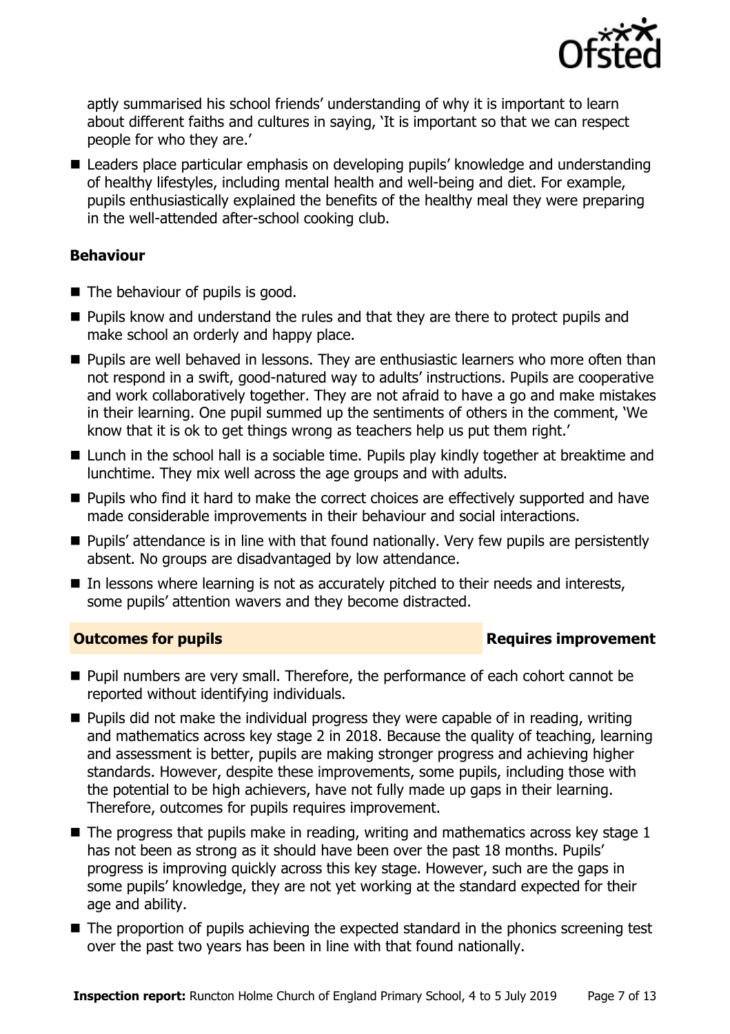aptly summarised his school friends' understanding of why it is important to learn about different faiths and cultures in saying, 'It is important so that we can respect people for who they are.'

- Leaders place particular emphasis on developing pupils' knowledge and understanding of healthy lifestyles, including mental health and well-being and diet. For example, pupils enthusiastically explained the benefits of the healthy meal they were preparing in the well-attended after-school cooking club.

### Behaviour

- The behaviour of pupils is good.
- Pupils know and understand the rules and that they are there to protect pupils and make school an orderly and happy place.
- Pupils are well behaved in lessons. They are enthusiastic learners who more often than not respond in a swift, good-natured way to adults' instructions. Pupils are cooperative and work collaboratively together. They are not afraid to have a go and make mistakes in their learning. One pupil summed up the sentiments of others in the comment, 'We know that it is ok to get things wrong as teachers help us put them right.'
- Lunch in the school hall is a sociable time. Pupils play kindly together at breaktime and lunchtime. They mix well across the age groups and with adults.
- Pupils who find it hard to make the correct choices are effectively supported and have made considerable improvements in their behaviour and social interactions.
- Pupils' attendance is in line with that found nationally. Very few pupils are persistently absent. No groups are disadvantaged by low attendance.
- In lessons where learning is not as accurately pitched to their needs and interests, some pupils' attention wavers and they become distracted.

## Outcomes for pupils — Requires improvement

- Pupil numbers are very small. Therefore, the performance of each cohort cannot be reported without identifying individuals.
- Pupils did not make the individual progress they were capable of in reading, writing and mathematics across key stage 2 in 2018. Because the quality of teaching, learning and assessment is better, pupils are making stronger progress and achieving higher standards. However, despite these improvements, some pupils, including those with the potential to be high achievers, have not fully made up gaps in their learning. Therefore, outcomes for pupils requires improvement.
- The progress that pupils make in reading, writing and mathematics across key stage 1 has not been as strong as it should have been over the past 18 months. Pupils' progress is improving quickly across this key stage. However, such are the gaps in some pupils' knowledge, they are not yet working at the standard expected for their age and ability.
- The proportion of pupils achieving the expected standard in the phonics screening test over the past two years has been in line with that found nationally.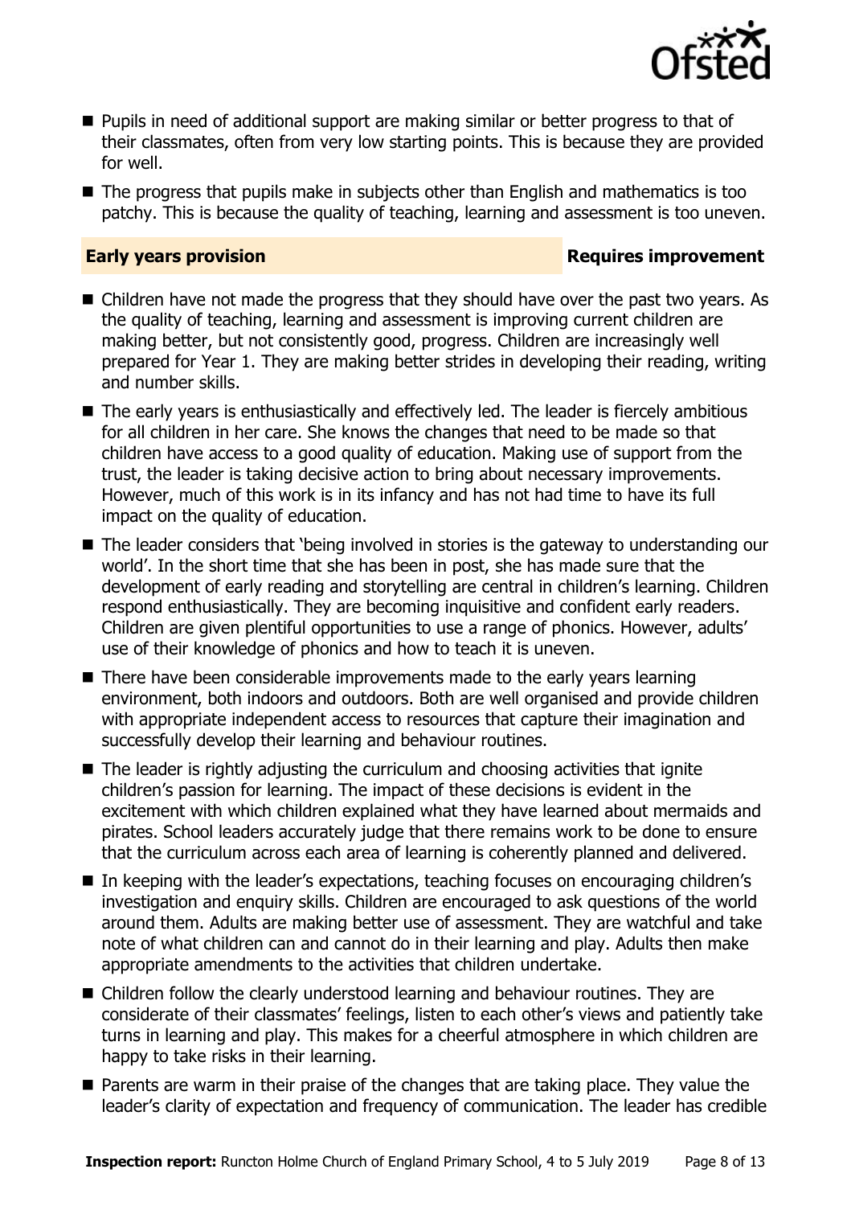- Pupils in need of additional support are making similar or better progress to that of their classmates, often from very low starting points. This is because they are provided for well.
- The progress that pupils make in subjects other than English and mathematics is too patchy. This is because the quality of teaching, learning and assessment is too uneven.

## Early years provision — Requires improvement

- Children have not made the progress that they should have over the past two years. As the quality of teaching, learning and assessment is improving current children are making better, but not consistently good, progress. Children are increasingly well prepared for Year 1. They are making better strides in developing their reading, writing and number skills.
- The early years is enthusiastically and effectively led. The leader is fiercely ambitious for all children in her care. She knows the changes that need to be made so that children have access to a good quality of education. Making use of support from the trust, the leader is taking decisive action to bring about necessary improvements. However, much of this work is in its infancy and has not had time to have its full impact on the quality of education.
- The leader considers that 'being involved in stories is the gateway to understanding our world'. In the short time that she has been in post, she has made sure that the development of early reading and storytelling are central in children's learning. Children respond enthusiastically. They are becoming inquisitive and confident early readers. Children are given plentiful opportunities to use a range of phonics. However, adults' use of their knowledge of phonics and how to teach it is uneven.
- There have been considerable improvements made to the early years learning environment, both indoors and outdoors. Both are well organised and provide children with appropriate independent access to resources that capture their imagination and successfully develop their learning and behaviour routines.
- The leader is rightly adjusting the curriculum and choosing activities that ignite children's passion for learning. The impact of these decisions is evident in the excitement with which children explained what they have learned about mermaids and pirates. School leaders accurately judge that there remains work to be done to ensure that the curriculum across each area of learning is coherently planned and delivered.
- In keeping with the leader's expectations, teaching focuses on encouraging children's investigation and enquiry skills. Children are encouraged to ask questions of the world around them. Adults are making better use of assessment. They are watchful and take note of what children can and cannot do in their learning and play. Adults then make appropriate amendments to the activities that children undertake.
- Children follow the clearly understood learning and behaviour routines. They are considerate of their classmates' feelings, listen to each other's views and patiently take turns in learning and play. This makes for a cheerful atmosphere in which children are happy to take risks in their learning.
- Parents are warm in their praise of the changes that are taking place. They value the leader's clarity of expectation and frequency of communication. The leader has credible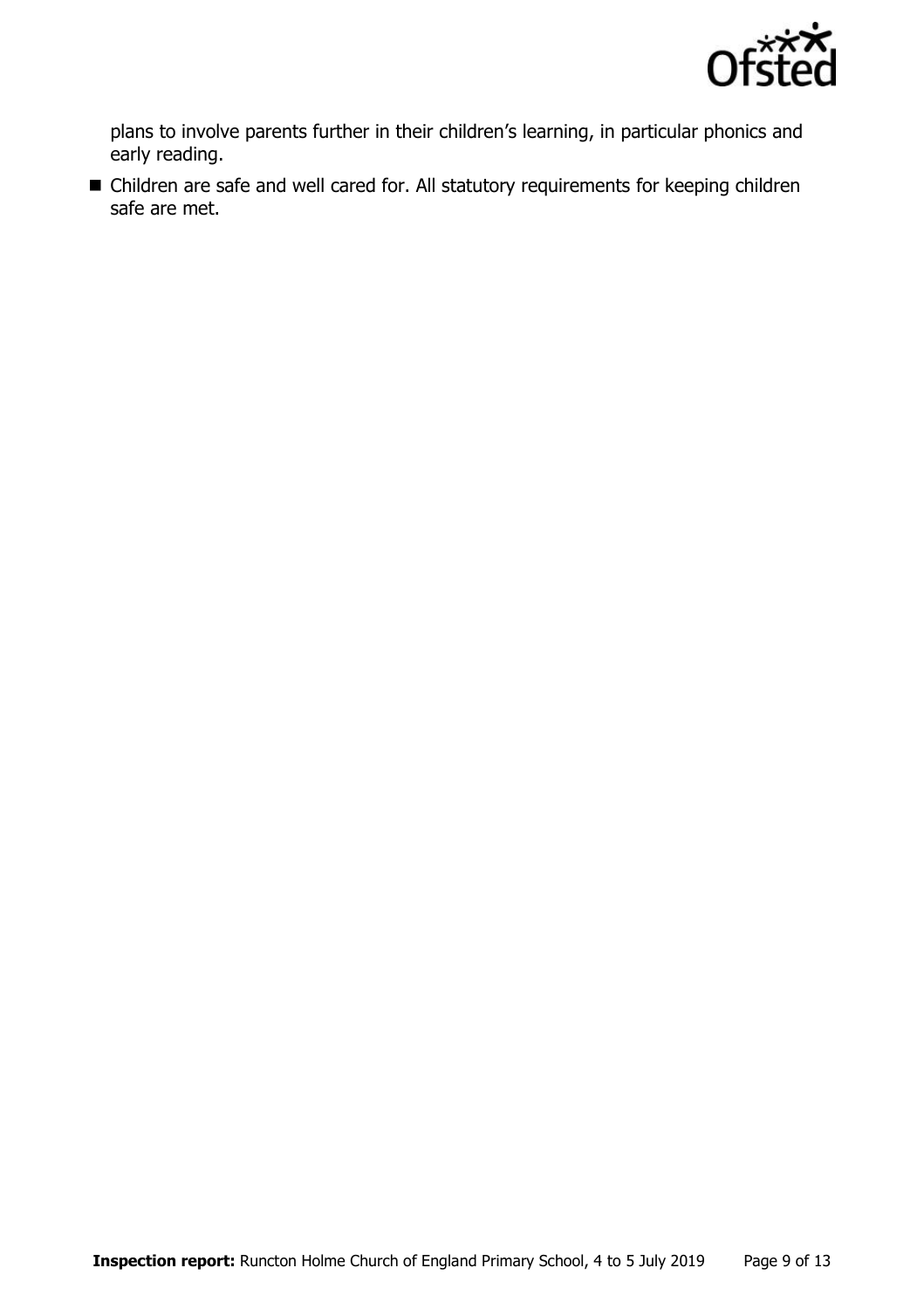plans to involve parents further in their children's learning, in particular phonics and early reading.

- Children are safe and well cared for. All statutory requirements for keeping children safe are met.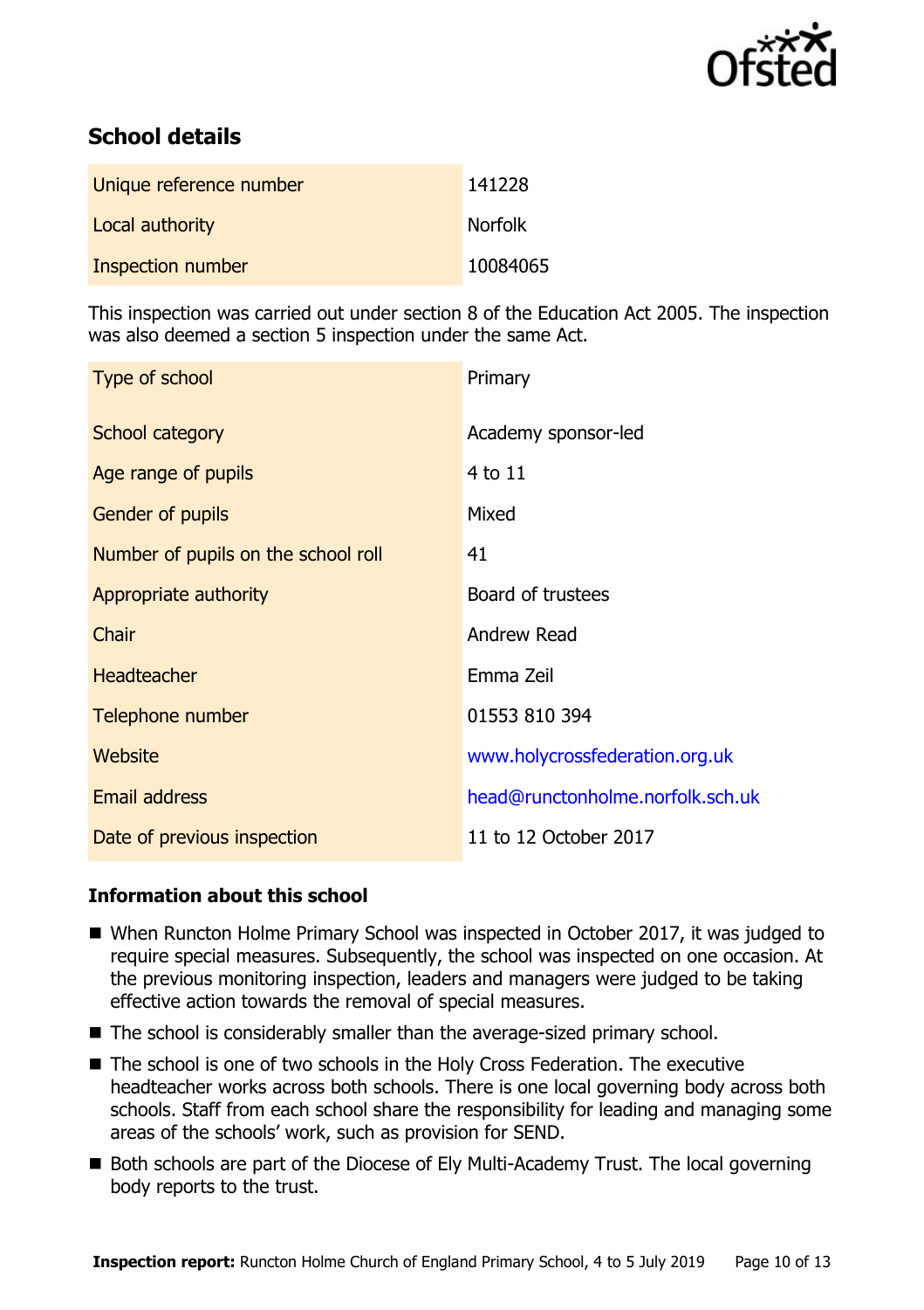## School details

| | |
|---|---|
| Unique reference number | 141228 |
| Local authority | Norfolk |
| Inspection number | 10084065 |

This inspection was carried out under section 8 of the Education Act 2005. The inspection was also deemed a section 5 inspection under the same Act.

| | |
|---|---|
| Type of school | Primary |
| School category | Academy sponsor-led |
| Age range of pupils | 4 to 11 |
| Gender of pupils | Mixed |
| Number of pupils on the school roll | 41 |
| Appropriate authority | Board of trustees |
| Chair | Andrew Read |
| Headteacher | Emma Zeil |
| Telephone number | 01553 810 394 |
| Website | www.holycrossfederation.org.uk |
| Email address | head@runctonholme.norfolk.sch.uk |
| Date of previous inspection | 11 to 12 October 2017 |

### Information about this school

- When Runcton Holme Primary School was inspected in October 2017, it was judged to require special measures. Subsequently, the school was inspected on one occasion. At the previous monitoring inspection, leaders and managers were judged to be taking effective action towards the removal of special measures.
- The school is considerably smaller than the average-sized primary school.
- The school is one of two schools in the Holy Cross Federation. The executive headteacher works across both schools. There is one local governing body across both schools. Staff from each school share the responsibility for leading and managing some areas of the schools' work, such as provision for SEND.
- Both schools are part of the Diocese of Ely Multi-Academy Trust. The local governing body reports to the trust.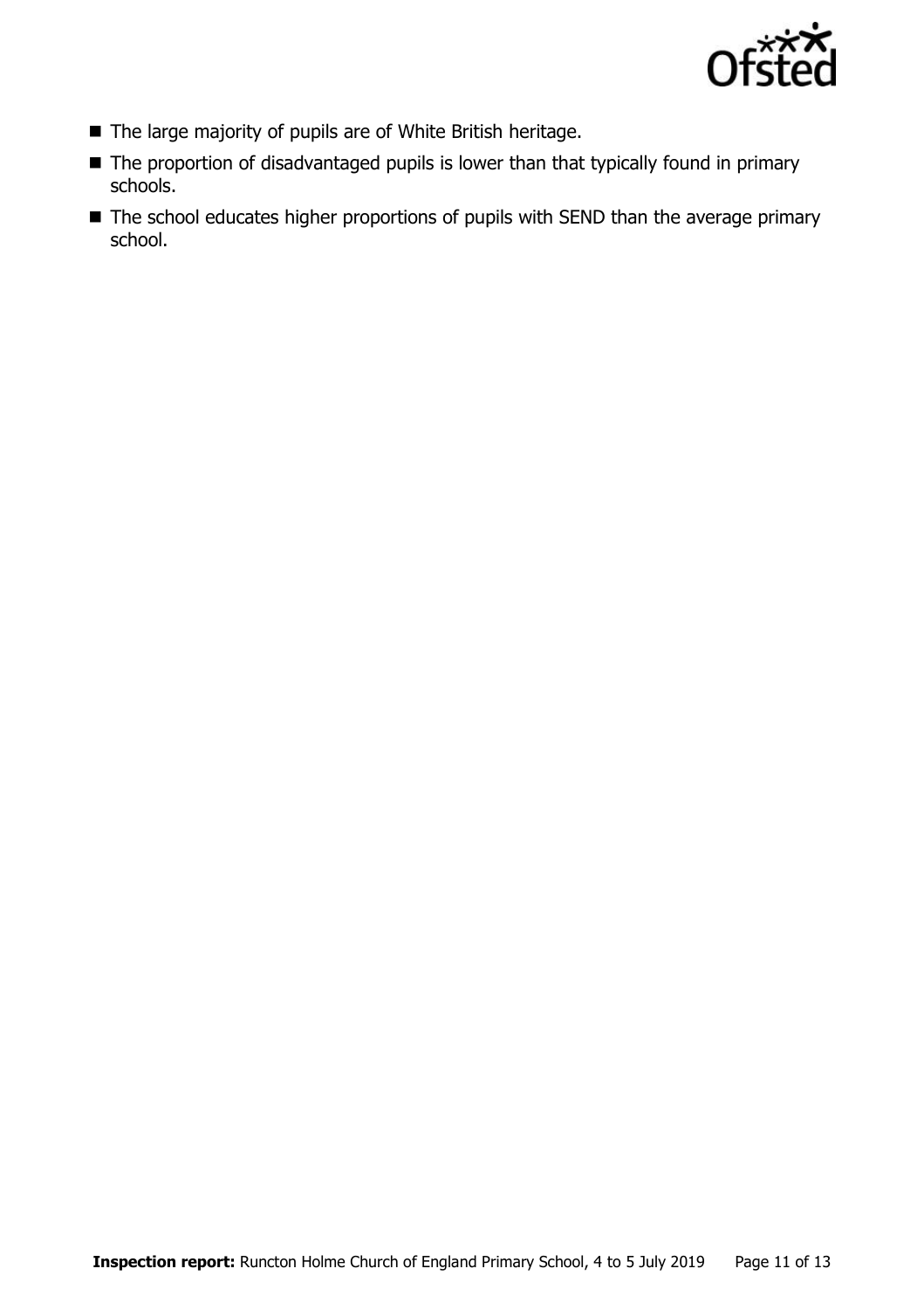- The large majority of pupils are of White British heritage.
- The proportion of disadvantaged pupils is lower than that typically found in primary schools.
- The school educates higher proportions of pupils with SEND than the average primary school.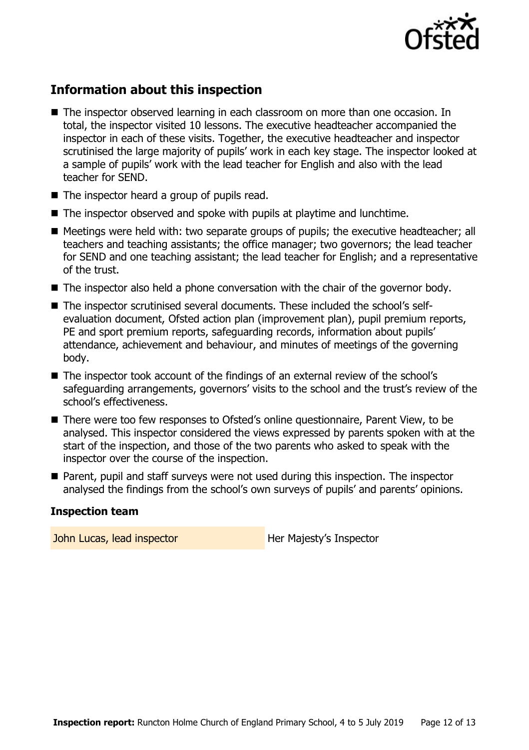## Information about this inspection

- The inspector observed learning in each classroom on more than one occasion. In total, the inspector visited 10 lessons. The executive headteacher accompanied the inspector in each of these visits. Together, the executive headteacher and inspector scrutinised the large majority of pupils' work in each key stage. The inspector looked at a sample of pupils' work with the lead teacher for English and also with the lead teacher for SEND.
- The inspector heard a group of pupils read.
- The inspector observed and spoke with pupils at playtime and lunchtime.
- Meetings were held with: two separate groups of pupils; the executive headteacher; all teachers and teaching assistants; the office manager; two governors; the lead teacher for SEND and one teaching assistant; the lead teacher for English; and a representative of the trust.
- The inspector also held a phone conversation with the chair of the governor body.
- The inspector scrutinised several documents. These included the school's self-evaluation document, Ofsted action plan (improvement plan), pupil premium reports, PE and sport premium reports, safeguarding records, information about pupils' attendance, achievement and behaviour, and minutes of meetings of the governing body.
- The inspector took account of the findings of an external review of the school's safeguarding arrangements, governors' visits to the school and the trust's review of the school's effectiveness.
- There were too few responses to Ofsted's online questionnaire, Parent View, to be analysed. This inspector considered the views expressed by parents spoken with at the start of the inspection, and those of the two parents who asked to speak with the inspector over the course of the inspection.
- Parent, pupil and staff surveys were not used during this inspection. The inspector analysed the findings from the school's own surveys of pupils' and parents' opinions.

### Inspection team

| | |
|---|---|
| John Lucas, lead inspector | Her Majesty's Inspector |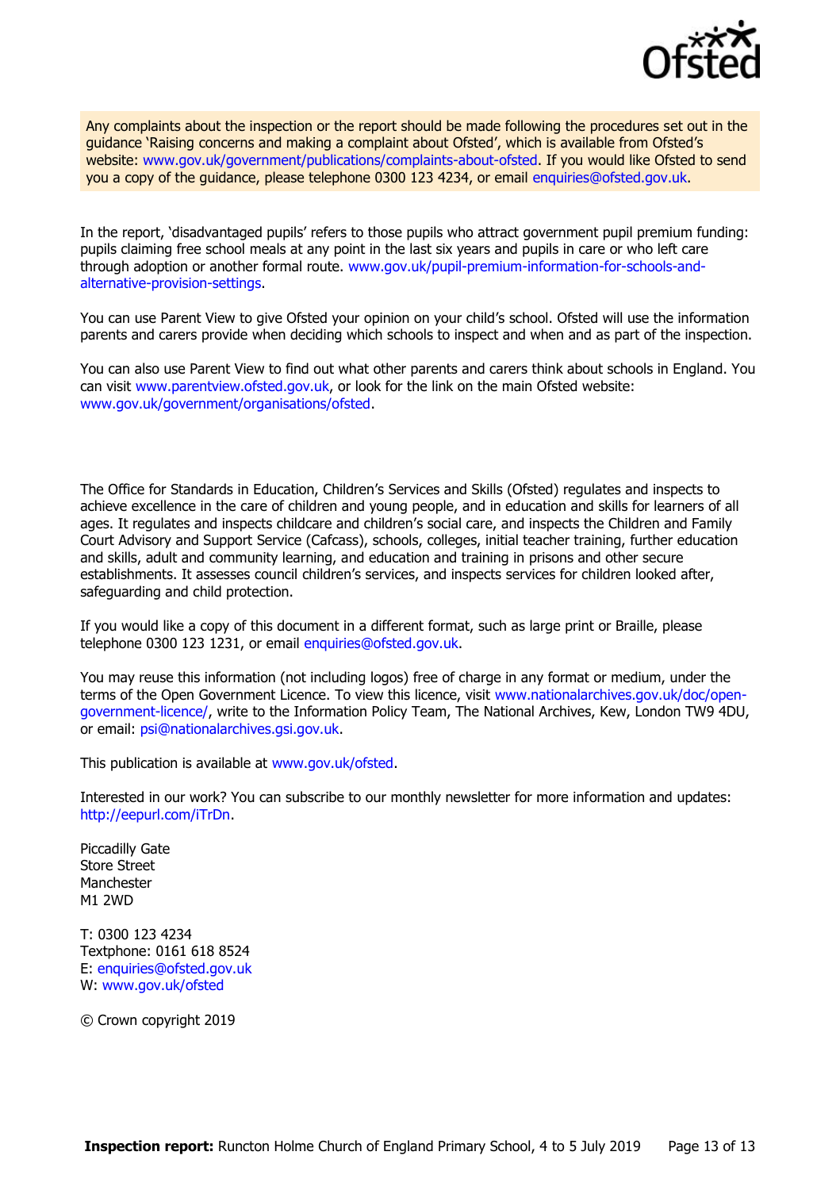Any complaints about the inspection or the report should be made following the procedures set out in the guidance 'Raising concerns and making a complaint about Ofsted', which is available from Ofsted's website: www.gov.uk/government/publications/complaints-about-ofsted. If you would like Ofsted to send you a copy of the guidance, please telephone 0300 123 4234, or email enquiries@ofsted.gov.uk.

In the report, 'disadvantaged pupils' refers to those pupils who attract government pupil premium funding: pupils claiming free school meals at any point in the last six years and pupils in care or who left care through adoption or another formal route. www.gov.uk/pupil-premium-information-for-schools-and-alternative-provision-settings.

You can use Parent View to give Ofsted your opinion on your child's school. Ofsted will use the information parents and carers provide when deciding which schools to inspect and when and as part of the inspection.

You can also use Parent View to find out what other parents and carers think about schools in England. You can visit www.parentview.ofsted.gov.uk, or look for the link on the main Ofsted website: www.gov.uk/government/organisations/ofsted.

The Office for Standards in Education, Children's Services and Skills (Ofsted) regulates and inspects to achieve excellence in the care of children and young people, and in education and skills for learners of all ages. It regulates and inspects childcare and children's social care, and inspects the Children and Family Court Advisory and Support Service (Cafcass), schools, colleges, initial teacher training, further education and skills, adult and community learning, and education and training in prisons and other secure establishments. It assesses council children's services, and inspects services for children looked after, safeguarding and child protection.

If you would like a copy of this document in a different format, such as large print or Braille, please telephone 0300 123 1231, or email enquiries@ofsted.gov.uk.

You may reuse this information (not including logos) free of charge in any format or medium, under the terms of the Open Government Licence. To view this licence, visit www.nationalarchives.gov.uk/doc/open-government-licence/, write to the Information Policy Team, The National Archives, Kew, London TW9 4DU, or email: psi@nationalarchives.gsi.gov.uk.

This publication is available at www.gov.uk/ofsted.

Interested in our work? You can subscribe to our monthly newsletter for more information and updates: http://eepurl.com/iTrDn.

Piccadilly Gate
Store Street
Manchester
M1 2WD

T: 0300 123 4234
Textphone: 0161 618 8524
E: enquiries@ofsted.gov.uk
W: www.gov.uk/ofsted

© Crown copyright 2019